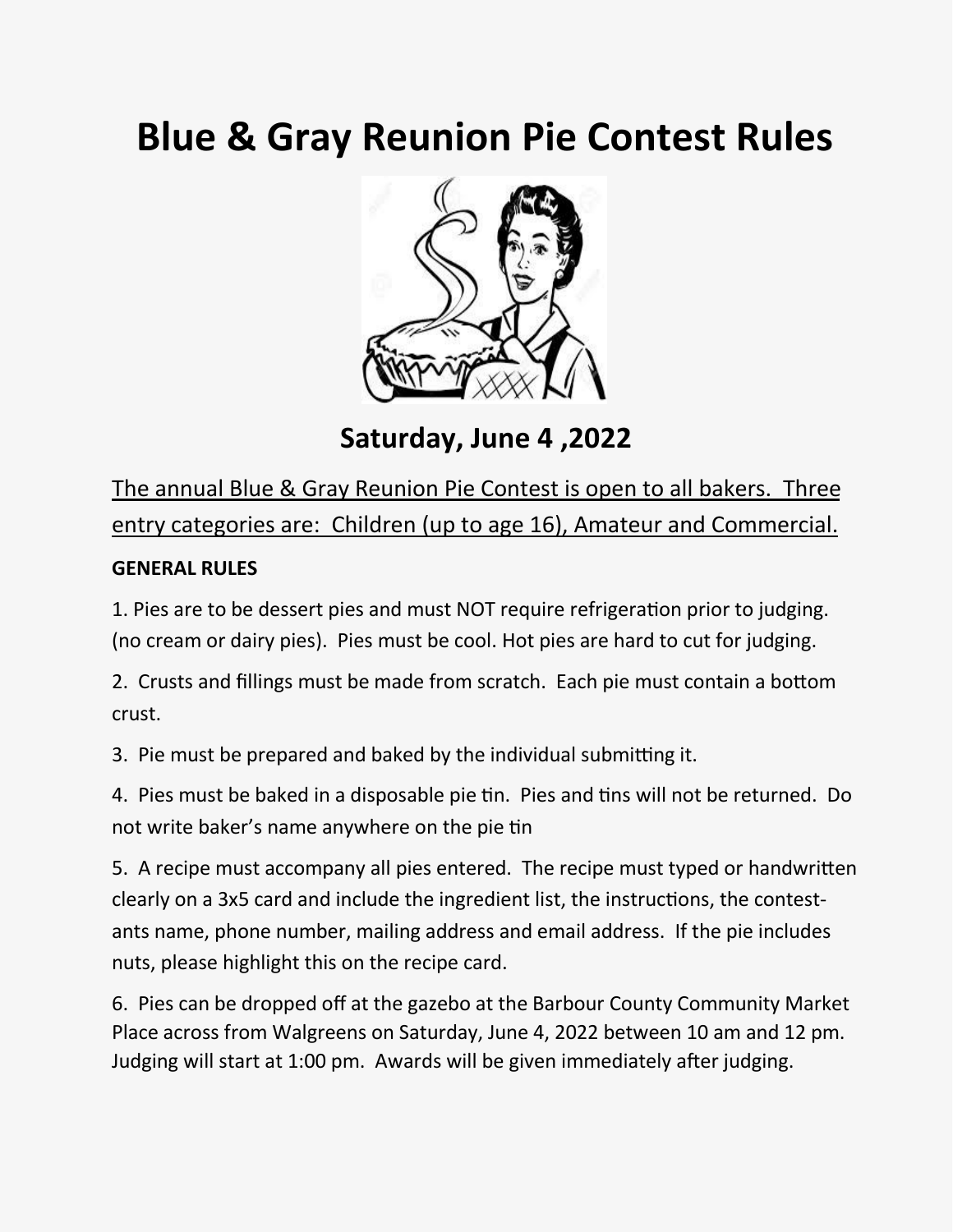# Blue & Gray Reunion Pie Contest Rules

## Saturday, June 4 ,2022

<u>The annual Blue & Gray Reunion Pie Contest is open to all bakers. Three entry categories are: Children (up to age 16), Amateur and Commercial.</u>

**GENERAL RULES**

1. Pies are to be dessert pies and must NOT require refrigeration prior to judging. (no cream or dairy pies). Pies must be cool. Hot pies are hard to cut for judging.

2. Crusts and fillings must be made from scratch. Each pie must contain a bottom crust.

3. Pie must be prepared and baked by the individual submitting it.

4. Pies must be baked in a disposable pie tin. Pies and tins will not be returned. Do not write baker's name anywhere on the pie tin

5. A recipe must accompany all pies entered. The recipe must typed or handwritten clearly on a 3x5 card and include the ingredient list, the instructions, the contestants name, phone number, mailing address and email address. If the pie includes nuts, please highlight this on the recipe card.

6. Pies can be dropped off at the gazebo at the Barbour County Community Market Place across from Walgreens on Saturday, June 4, 2022 between 10 am and 12 pm. Judging will start at 1:00 pm. Awards will be given immediately after judging.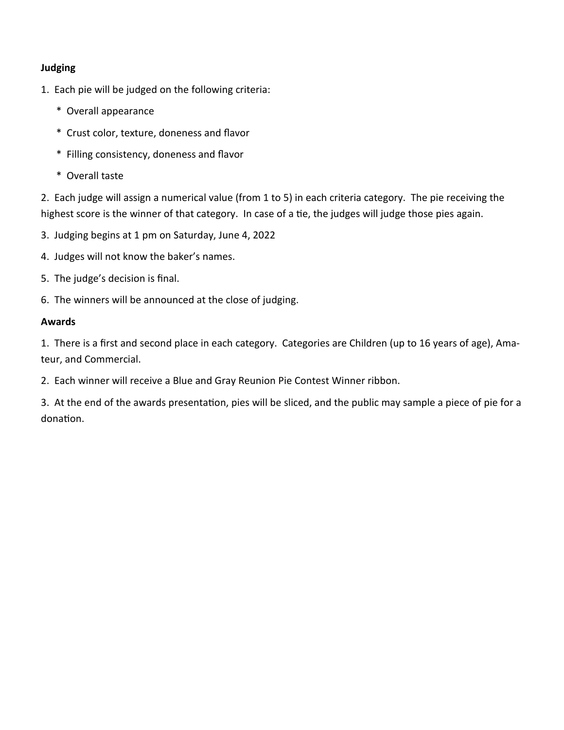**Judging**

1. Each pie will be judged on the following criteria:

    * Overall appearance

    * Crust color, texture, doneness and flavor

    * Filling consistency, doneness and flavor

    * Overall taste

2. Each judge will assign a numerical value (from 1 to 5) in each criteria category. The pie receiving the highest score is the winner of that category. In case of a tie, the judges will judge those pies again.

3. Judging begins at 1 pm on Saturday, June 4, 2022

4. Judges will not know the baker's names.

5. The judge's decision is final.

6. The winners will be announced at the close of judging.

**Awards**

1. There is a first and second place in each category. Categories are Children (up to 16 years of age), Amateur, and Commercial.

2. Each winner will receive a Blue and Gray Reunion Pie Contest Winner ribbon.

3. At the end of the awards presentation, pies will be sliced, and the public may sample a piece of pie for a donation.